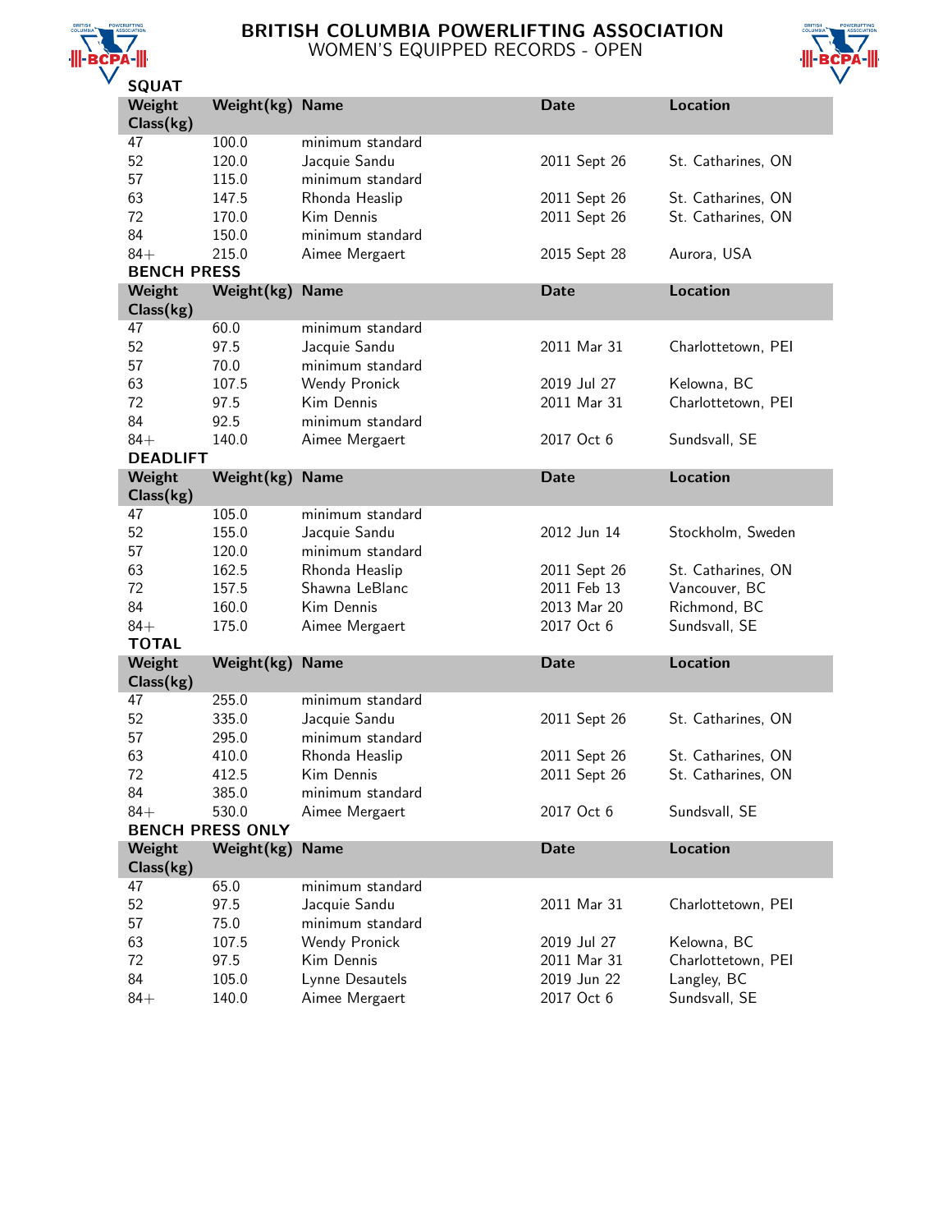# BRITISH COLUMBIA POWERLIFTING ASSOCIATION
## WOMEN'S EQUIPPED RECORDS - OPEN

### SQUAT

| Weight Class(kg) | Weight(kg) | Name | Date | Location |
|---|---|---|---|---|
| 47 | 100.0 | minimum standard | | |
| 52 | 120.0 | Jacquie Sandu | 2011 Sept 26 | St. Catharines, ON |
| 57 | 115.0 | minimum standard | | |
| 63 | 147.5 | Rhonda Heaslip | 2011 Sept 26 | St. Catharines, ON |
| 72 | 170.0 | Kim Dennis | 2011 Sept 26 | St. Catharines, ON |
| 84 | 150.0 | minimum standard | | |
| 84+ | 215.0 | Aimee Mergaert | 2015 Sept 28 | Aurora, USA |

### BENCH PRESS

| Weight Class(kg) | Weight(kg) | Name | Date | Location |
|---|---|---|---|---|
| 47 | 60.0 | minimum standard | | |
| 52 | 97.5 | Jacquie Sandu | 2011 Mar 31 | Charlottetown, PEI |
| 57 | 70.0 | minimum standard | | |
| 63 | 107.5 | Wendy Pronick | 2019 Jul 27 | Kelowna, BC |
| 72 | 97.5 | Kim Dennis | 2011 Mar 31 | Charlottetown, PEI |
| 84 | 92.5 | minimum standard | | |
| 84+ | 140.0 | Aimee Mergaert | 2017 Oct 6 | Sundsvall, SE |

### DEADLIFT

| Weight Class(kg) | Weight(kg) | Name | Date | Location |
|---|---|---|---|---|
| 47 | 105.0 | minimum standard | | |
| 52 | 155.0 | Jacquie Sandu | 2012 Jun 14 | Stockholm, Sweden |
| 57 | 120.0 | minimum standard | | |
| 63 | 162.5 | Rhonda Heaslip | 2011 Sept 26 | St. Catharines, ON |
| 72 | 157.5 | Shawna LeBlanc | 2011 Feb 13 | Vancouver, BC |
| 84 | 160.0 | Kim Dennis | 2013 Mar 20 | Richmond, BC |
| 84+ | 175.0 | Aimee Mergaert | 2017 Oct 6 | Sundsvall, SE |

### TOTAL

| Weight Class(kg) | Weight(kg) | Name | Date | Location |
|---|---|---|---|---|
| 47 | 255.0 | minimum standard | | |
| 52 | 335.0 | Jacquie Sandu | 2011 Sept 26 | St. Catharines, ON |
| 57 | 295.0 | minimum standard | | |
| 63 | 410.0 | Rhonda Heaslip | 2011 Sept 26 | St. Catharines, ON |
| 72 | 412.5 | Kim Dennis | 2011 Sept 26 | St. Catharines, ON |
| 84 | 385.0 | minimum standard | | |
| 84+ | 530.0 | Aimee Mergaert | 2017 Oct 6 | Sundsvall, SE |

### BENCH PRESS ONLY

| Weight Class(kg) | Weight(kg) | Name | Date | Location |
|---|---|---|---|---|
| 47 | 65.0 | minimum standard | | |
| 52 | 97.5 | Jacquie Sandu | 2011 Mar 31 | Charlottetown, PEI |
| 57 | 75.0 | minimum standard | | |
| 63 | 107.5 | Wendy Pronick | 2019 Jul 27 | Kelowna, BC |
| 72 | 97.5 | Kim Dennis | 2011 Mar 31 | Charlottetown, PEI |
| 84 | 105.0 | Lynne Desautels | 2019 Jun 22 | Langley, BC |
| 84+ | 140.0 | Aimee Mergaert | 2017 Oct 6 | Sundsvall, SE |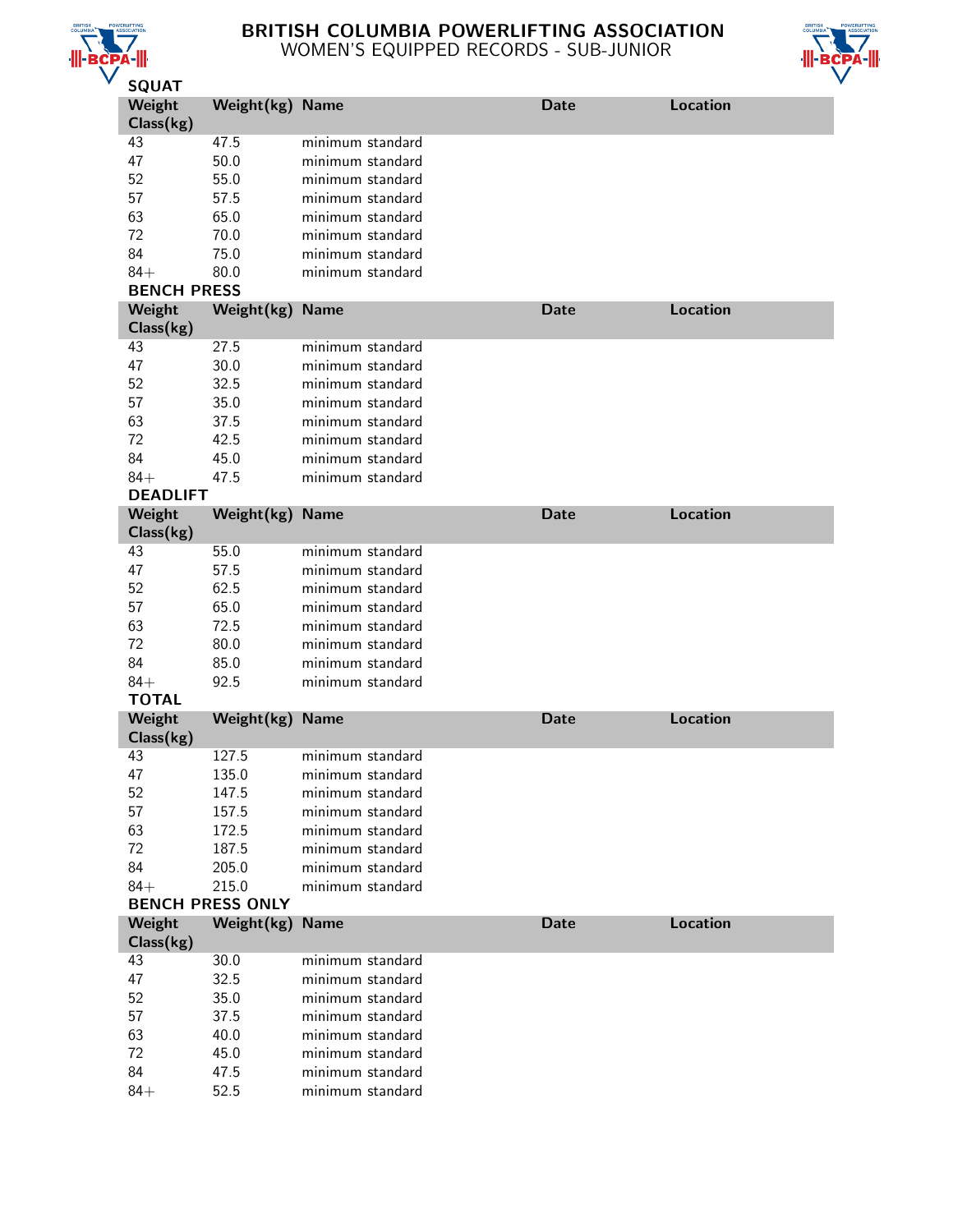# BRITISH COLUMBIA POWERLIFTING ASSOCIATION

## WOMEN'S EQUIPPED RECORDS - SUB-JUNIOR

### SQUAT

| Weight Class(kg) | Weight(kg) | Name | Date | Location |
|---|---|---|---|---|
| 43 | 47.5 | minimum standard | | |
| 47 | 50.0 | minimum standard | | |
| 52 | 55.0 | minimum standard | | |
| 57 | 57.5 | minimum standard | | |
| 63 | 65.0 | minimum standard | | |
| 72 | 70.0 | minimum standard | | |
| 84 | 75.0 | minimum standard | | |
| 84+ | 80.0 | minimum standard | | |

### BENCH PRESS

| Weight Class(kg) | Weight(kg) | Name | Date | Location |
|---|---|---|---|---|
| 43 | 27.5 | minimum standard | | |
| 47 | 30.0 | minimum standard | | |
| 52 | 32.5 | minimum standard | | |
| 57 | 35.0 | minimum standard | | |
| 63 | 37.5 | minimum standard | | |
| 72 | 42.5 | minimum standard | | |
| 84 | 45.0 | minimum standard | | |
| 84+ | 47.5 | minimum standard | | |

### DEADLIFT

| Weight Class(kg) | Weight(kg) | Name | Date | Location |
|---|---|---|---|---|
| 43 | 55.0 | minimum standard | | |
| 47 | 57.5 | minimum standard | | |
| 52 | 62.5 | minimum standard | | |
| 57 | 65.0 | minimum standard | | |
| 63 | 72.5 | minimum standard | | |
| 72 | 80.0 | minimum standard | | |
| 84 | 85.0 | minimum standard | | |
| 84+ | 92.5 | minimum standard | | |

### TOTAL

| Weight Class(kg) | Weight(kg) | Name | Date | Location |
|---|---|---|---|---|
| 43 | 127.5 | minimum standard | | |
| 47 | 135.0 | minimum standard | | |
| 52 | 147.5 | minimum standard | | |
| 57 | 157.5 | minimum standard | | |
| 63 | 172.5 | minimum standard | | |
| 72 | 187.5 | minimum standard | | |
| 84 | 205.0 | minimum standard | | |
| 84+ | 215.0 | minimum standard | | |

### BENCH PRESS ONLY

| Weight Class(kg) | Weight(kg) | Name | Date | Location |
|---|---|---|---|---|
| 43 | 30.0 | minimum standard | | |
| 47 | 32.5 | minimum standard | | |
| 52 | 35.0 | minimum standard | | |
| 57 | 37.5 | minimum standard | | |
| 63 | 40.0 | minimum standard | | |
| 72 | 45.0 | minimum standard | | |
| 84 | 47.5 | minimum standard | | |
| 84+ | 52.5 | minimum standard | | |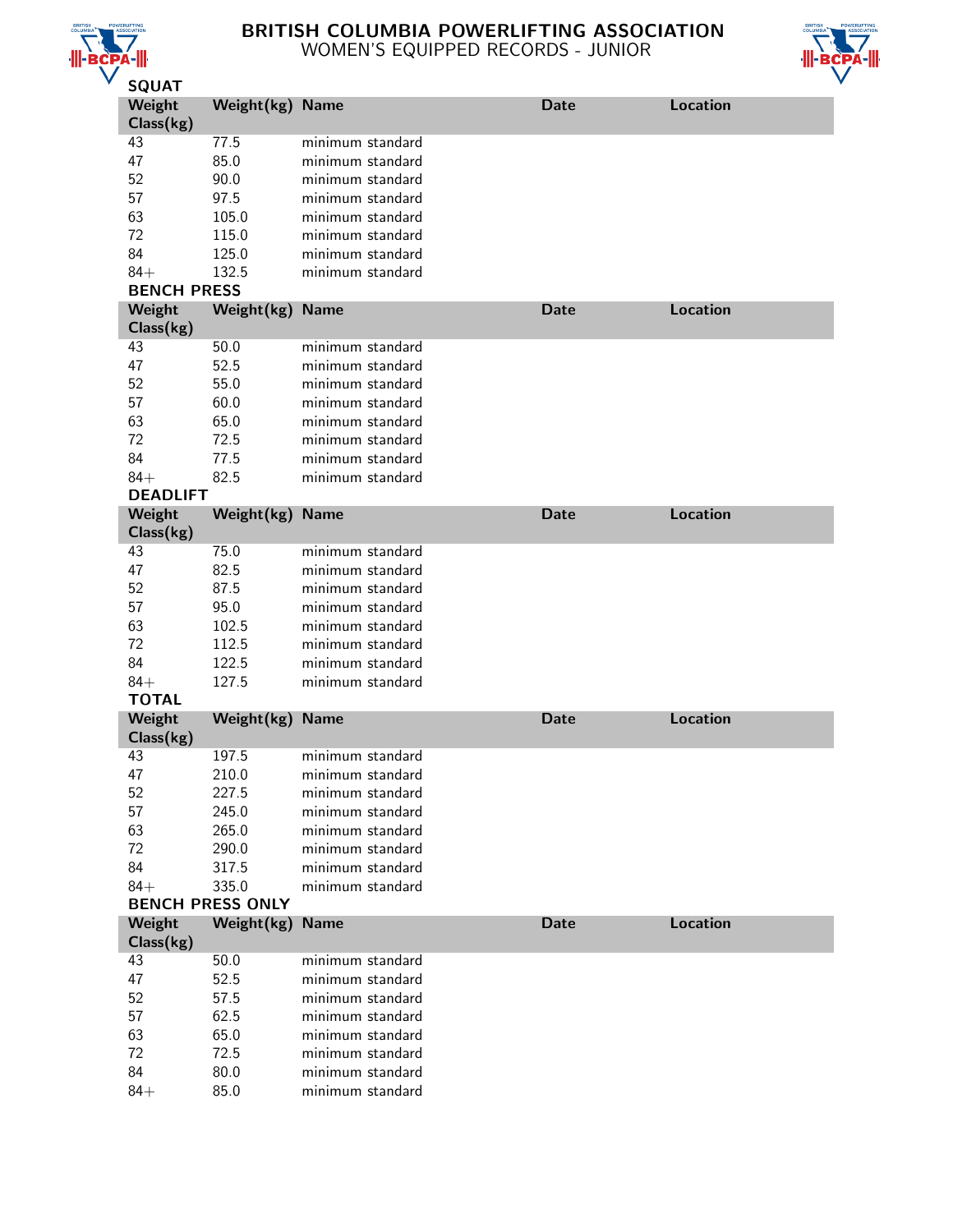# BRITISH COLUMBIA POWERLIFTING ASSOCIATION

## WOMEN'S EQUIPPED RECORDS - JUNIOR

### SQUAT

| Weight Class(kg) | Weight(kg) | Name | Date | Location |
|---|---|---|---|---|
| 43 | 77.5 | minimum standard | | |
| 47 | 85.0 | minimum standard | | |
| 52 | 90.0 | minimum standard | | |
| 57 | 97.5 | minimum standard | | |
| 63 | 105.0 | minimum standard | | |
| 72 | 115.0 | minimum standard | | |
| 84 | 125.0 | minimum standard | | |
| 84+ | 132.5 | minimum standard | | |

### BENCH PRESS

| Weight Class(kg) | Weight(kg) | Name | Date | Location |
|---|---|---|---|---|
| 43 | 50.0 | minimum standard | | |
| 47 | 52.5 | minimum standard | | |
| 52 | 55.0 | minimum standard | | |
| 57 | 60.0 | minimum standard | | |
| 63 | 65.0 | minimum standard | | |
| 72 | 72.5 | minimum standard | | |
| 84 | 77.5 | minimum standard | | |
| 84+ | 82.5 | minimum standard | | |

### DEADLIFT

| Weight Class(kg) | Weight(kg) | Name | Date | Location |
|---|---|---|---|---|
| 43 | 75.0 | minimum standard | | |
| 47 | 82.5 | minimum standard | | |
| 52 | 87.5 | minimum standard | | |
| 57 | 95.0 | minimum standard | | |
| 63 | 102.5 | minimum standard | | |
| 72 | 112.5 | minimum standard | | |
| 84 | 122.5 | minimum standard | | |
| 84+ | 127.5 | minimum standard | | |

### TOTAL

| Weight Class(kg) | Weight(kg) | Name | Date | Location |
|---|---|---|---|---|
| 43 | 197.5 | minimum standard | | |
| 47 | 210.0 | minimum standard | | |
| 52 | 227.5 | minimum standard | | |
| 57 | 245.0 | minimum standard | | |
| 63 | 265.0 | minimum standard | | |
| 72 | 290.0 | minimum standard | | |
| 84 | 317.5 | minimum standard | | |
| 84+ | 335.0 | minimum standard | | |

### BENCH PRESS ONLY

| Weight Class(kg) | Weight(kg) | Name | Date | Location |
|---|---|---|---|---|
| 43 | 50.0 | minimum standard | | |
| 47 | 52.5 | minimum standard | | |
| 52 | 57.5 | minimum standard | | |
| 57 | 62.5 | minimum standard | | |
| 63 | 65.0 | minimum standard | | |
| 72 | 72.5 | minimum standard | | |
| 84 | 80.0 | minimum standard | | |
| 84+ | 85.0 | minimum standard | | |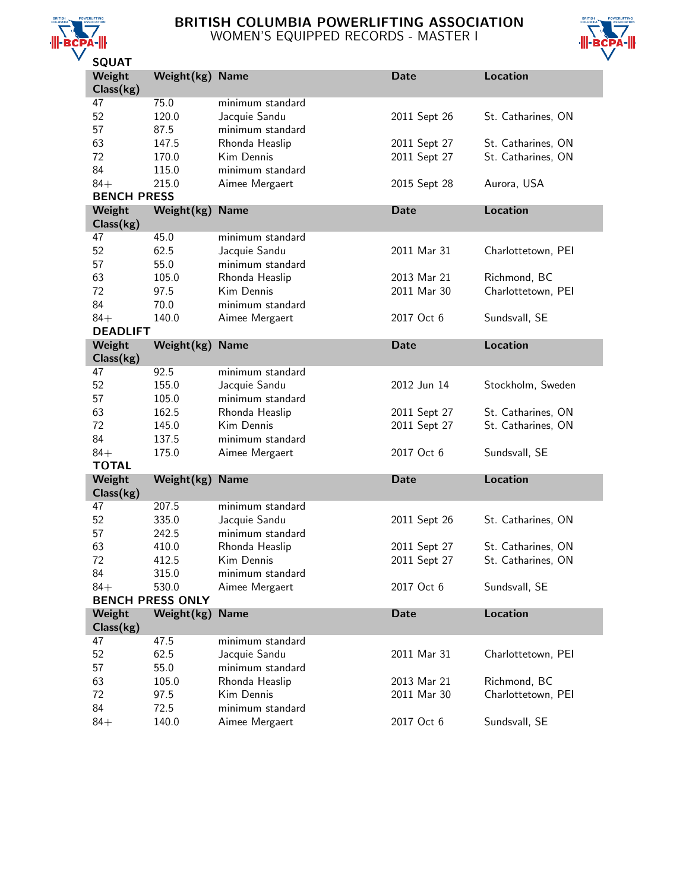# BRITISH COLUMBIA POWERLIFTING ASSOCIATION
## WOMEN'S EQUIPPED RECORDS - MASTER I

### SQUAT

| Weight Class(kg) | Weight(kg) | Name | Date | Location |
|---|---|---|---|---|
| 47 | 75.0 | minimum standard | | |
| 52 | 120.0 | Jacquie Sandu | 2011 Sept 26 | St. Catharines, ON |
| 57 | 87.5 | minimum standard | | |
| 63 | 147.5 | Rhonda Heaslip | 2011 Sept 27 | St. Catharines, ON |
| 72 | 170.0 | Kim Dennis | 2011 Sept 27 | St. Catharines, ON |
| 84 | 115.0 | minimum standard | | |
| 84+ | 215.0 | Aimee Mergaert | 2015 Sept 28 | Aurora, USA |

### BENCH PRESS

| Weight Class(kg) | Weight(kg) | Name | Date | Location |
|---|---|---|---|---|
| 47 | 45.0 | minimum standard | | |
| 52 | 62.5 | Jacquie Sandu | 2011 Mar 31 | Charlottetown, PEI |
| 57 | 55.0 | minimum standard | | |
| 63 | 105.0 | Rhonda Heaslip | 2013 Mar 21 | Richmond, BC |
| 72 | 97.5 | Kim Dennis | 2011 Mar 30 | Charlottetown, PEI |
| 84 | 70.0 | minimum standard | | |
| 84+ | 140.0 | Aimee Mergaert | 2017 Oct 6 | Sundsvall, SE |

### DEADLIFT

| Weight Class(kg) | Weight(kg) | Name | Date | Location |
|---|---|---|---|---|
| 47 | 92.5 | minimum standard | | |
| 52 | 155.0 | Jacquie Sandu | 2012 Jun 14 | Stockholm, Sweden |
| 57 | 105.0 | minimum standard | | |
| 63 | 162.5 | Rhonda Heaslip | 2011 Sept 27 | St. Catharines, ON |
| 72 | 145.0 | Kim Dennis | 2011 Sept 27 | St. Catharines, ON |
| 84 | 137.5 | minimum standard | | |
| 84+ | 175.0 | Aimee Mergaert | 2017 Oct 6 | Sundsvall, SE |

### TOTAL

| Weight Class(kg) | Weight(kg) | Name | Date | Location |
|---|---|---|---|---|
| 47 | 207.5 | minimum standard | | |
| 52 | 335.0 | Jacquie Sandu | 2011 Sept 26 | St. Catharines, ON |
| 57 | 242.5 | minimum standard | | |
| 63 | 410.0 | Rhonda Heaslip | 2011 Sept 27 | St. Catharines, ON |
| 72 | 412.5 | Kim Dennis | 2011 Sept 27 | St. Catharines, ON |
| 84 | 315.0 | minimum standard | | |
| 84+ | 530.0 | Aimee Mergaert | 2017 Oct 6 | Sundsvall, SE |

### BENCH PRESS ONLY

| Weight Class(kg) | Weight(kg) | Name | Date | Location |
|---|---|---|---|---|
| 47 | 47.5 | minimum standard | | |
| 52 | 62.5 | Jacquie Sandu | 2011 Mar 31 | Charlottetown, PEI |
| 57 | 55.0 | minimum standard | | |
| 63 | 105.0 | Rhonda Heaslip | 2013 Mar 21 | Richmond, BC |
| 72 | 97.5 | Kim Dennis | 2011 Mar 30 | Charlottetown, PEI |
| 84 | 72.5 | minimum standard | | |
| 84+ | 140.0 | Aimee Mergaert | 2017 Oct 6 | Sundsvall, SE |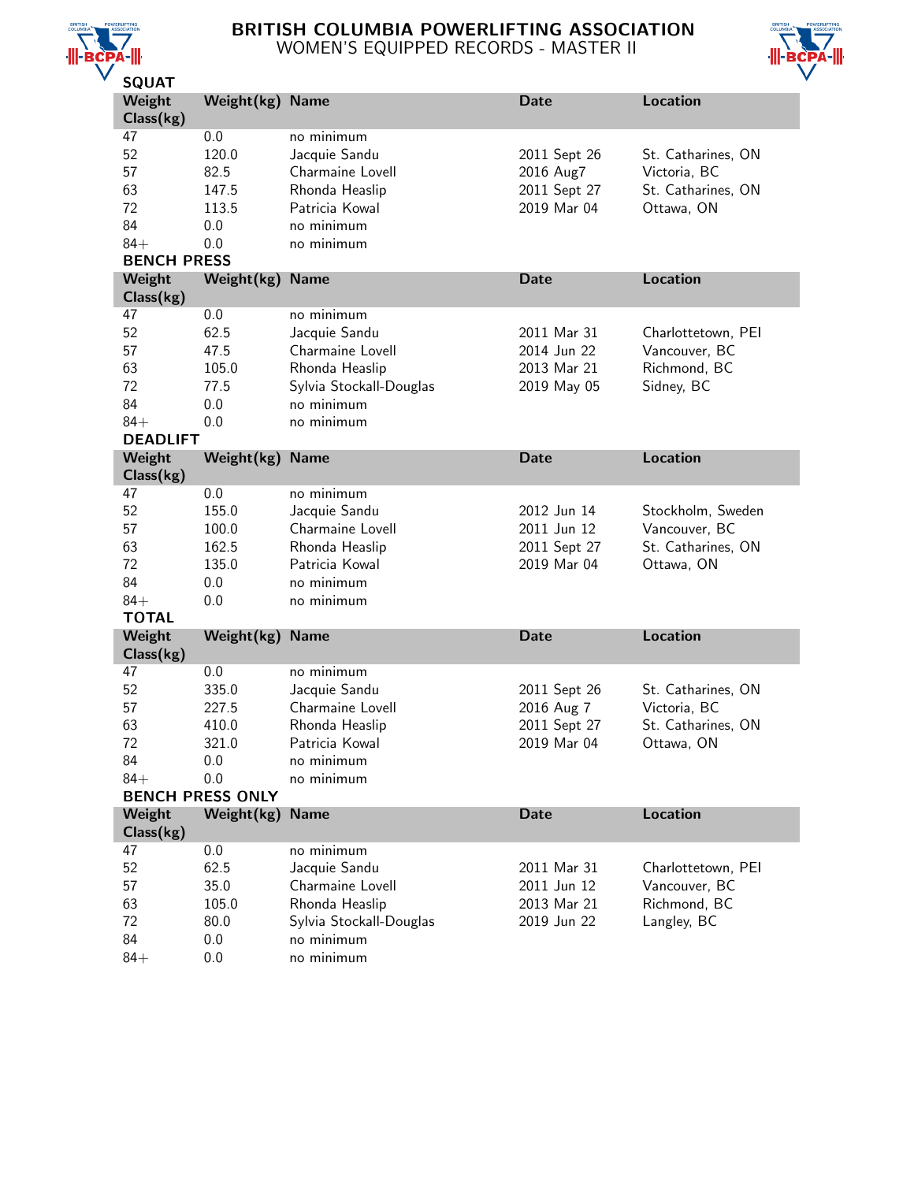# BRITISH COLUMBIA POWERLIFTING ASSOCIATION

## WOMEN'S EQUIPPED RECORDS - MASTER II

### SQUAT

| Weight Class(kg) | Weight(kg) | Name | Date | Location |
|---|---|---|---|---|
| 47 | 0.0 | no minimum | | |
| 52 | 120.0 | Jacquie Sandu | 2011 Sept 26 | St. Catharines, ON |
| 57 | 82.5 | Charmaine Lovell | 2016 Aug7 | Victoria, BC |
| 63 | 147.5 | Rhonda Heaslip | 2011 Sept 27 | St. Catharines, ON |
| 72 | 113.5 | Patricia Kowal | 2019 Mar 04 | Ottawa, ON |
| 84 | 0.0 | no minimum | | |
| 84+ | 0.0 | no minimum | | |

### BENCH PRESS

| Weight Class(kg) | Weight(kg) | Name | Date | Location |
|---|---|---|---|---|
| 47 | 0.0 | no minimum | | |
| 52 | 62.5 | Jacquie Sandu | 2011 Mar 31 | Charlottetown, PEI |
| 57 | 47.5 | Charmaine Lovell | 2014 Jun 22 | Vancouver, BC |
| 63 | 105.0 | Rhonda Heaslip | 2013 Mar 21 | Richmond, BC |
| 72 | 77.5 | Sylvia Stockall-Douglas | 2019 May 05 | Sidney, BC |
| 84 | 0.0 | no minimum | | |
| 84+ | 0.0 | no minimum | | |

### DEADLIFT

| Weight Class(kg) | Weight(kg) | Name | Date | Location |
|---|---|---|---|---|
| 47 | 0.0 | no minimum | | |
| 52 | 155.0 | Jacquie Sandu | 2012 Jun 14 | Stockholm, Sweden |
| 57 | 100.0 | Charmaine Lovell | 2011 Jun 12 | Vancouver, BC |
| 63 | 162.5 | Rhonda Heaslip | 2011 Sept 27 | St. Catharines, ON |
| 72 | 135.0 | Patricia Kowal | 2019 Mar 04 | Ottawa, ON |
| 84 | 0.0 | no minimum | | |
| 84+ | 0.0 | no minimum | | |

### TOTAL

| Weight Class(kg) | Weight(kg) | Name | Date | Location |
|---|---|---|---|---|
| 47 | 0.0 | no minimum | | |
| 52 | 335.0 | Jacquie Sandu | 2011 Sept 26 | St. Catharines, ON |
| 57 | 227.5 | Charmaine Lovell | 2016 Aug 7 | Victoria, BC |
| 63 | 410.0 | Rhonda Heaslip | 2011 Sept 27 | St. Catharines, ON |
| 72 | 321.0 | Patricia Kowal | 2019 Mar 04 | Ottawa, ON |
| 84 | 0.0 | no minimum | | |
| 84+ | 0.0 | no minimum | | |

### BENCH PRESS ONLY

| Weight Class(kg) | Weight(kg) | Name | Date | Location |
|---|---|---|---|---|
| 47 | 0.0 | no minimum | | |
| 52 | 62.5 | Jacquie Sandu | 2011 Mar 31 | Charlottetown, PEI |
| 57 | 35.0 | Charmaine Lovell | 2011 Jun 12 | Vancouver, BC |
| 63 | 105.0 | Rhonda Heaslip | 2013 Mar 21 | Richmond, BC |
| 72 | 80.0 | Sylvia Stockall-Douglas | 2019 Jun 22 | Langley, BC |
| 84 | 0.0 | no minimum | | |
| 84+ | 0.0 | no minimum | | |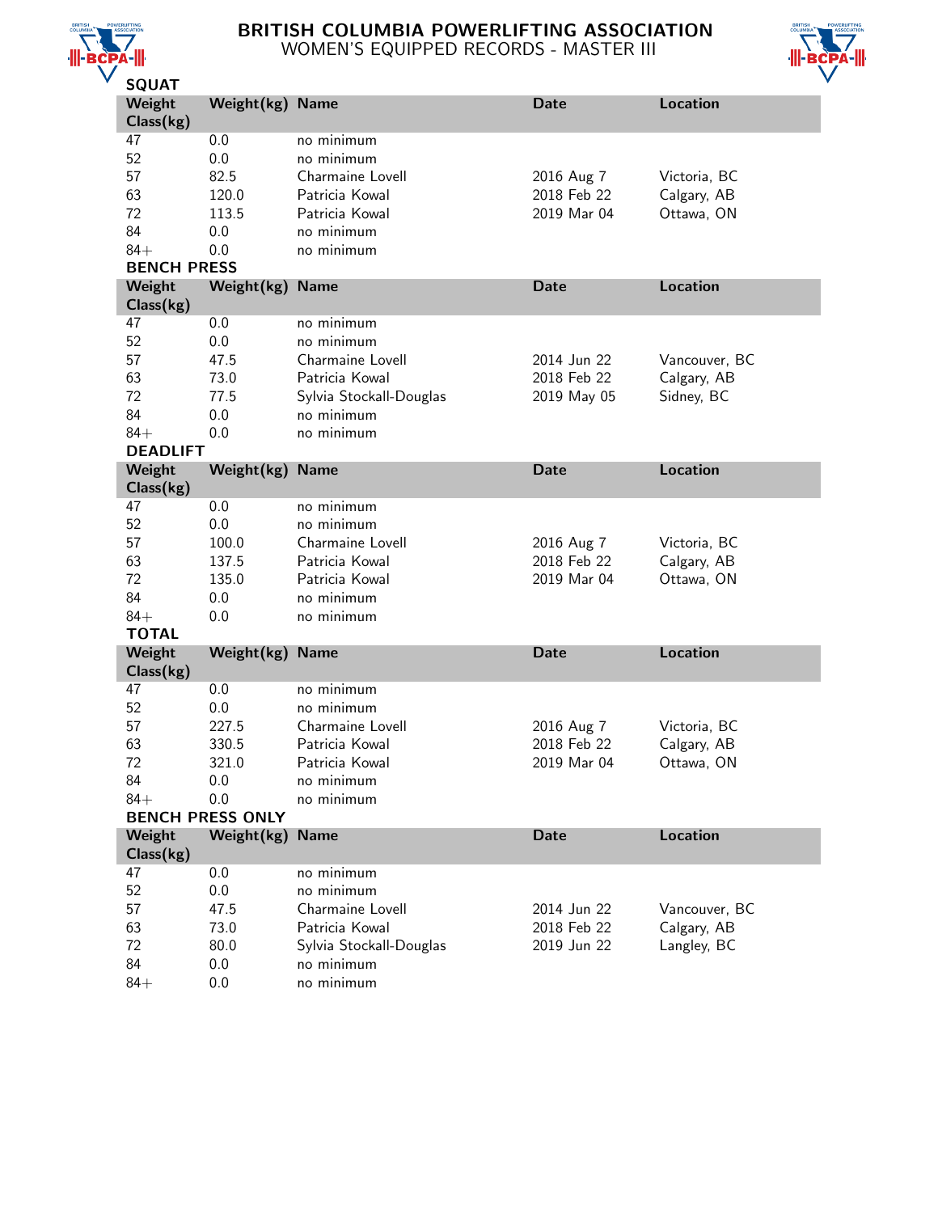# BRITISH COLUMBIA POWERLIFTING ASSOCIATION
## WOMEN'S EQUIPPED RECORDS - MASTER III

### SQUAT

| Weight Class(kg) | Weight(kg) | Name | Date | Location |
|---|---|---|---|---|
| 47 | 0.0 | no minimum | | |
| 52 | 0.0 | no minimum | | |
| 57 | 82.5 | Charmaine Lovell | 2016 Aug 7 | Victoria, BC |
| 63 | 120.0 | Patricia Kowal | 2018 Feb 22 | Calgary, AB |
| 72 | 113.5 | Patricia Kowal | 2019 Mar 04 | Ottawa, ON |
| 84 | 0.0 | no minimum | | |
| 84+ | 0.0 | no minimum | | |

### BENCH PRESS

| Weight Class(kg) | Weight(kg) | Name | Date | Location |
|---|---|---|---|---|
| 47 | 0.0 | no minimum | | |
| 52 | 0.0 | no minimum | | |
| 57 | 47.5 | Charmaine Lovell | 2014 Jun 22 | Vancouver, BC |
| 63 | 73.0 | Patricia Kowal | 2018 Feb 22 | Calgary, AB |
| 72 | 77.5 | Sylvia Stockall-Douglas | 2019 May 05 | Sidney, BC |
| 84 | 0.0 | no minimum | | |
| 84+ | 0.0 | no minimum | | |

### DEADLIFT

| Weight Class(kg) | Weight(kg) | Name | Date | Location |
|---|---|---|---|---|
| 47 | 0.0 | no minimum | | |
| 52 | 0.0 | no minimum | | |
| 57 | 100.0 | Charmaine Lovell | 2016 Aug 7 | Victoria, BC |
| 63 | 137.5 | Patricia Kowal | 2018 Feb 22 | Calgary, AB |
| 72 | 135.0 | Patricia Kowal | 2019 Mar 04 | Ottawa, ON |
| 84 | 0.0 | no minimum | | |
| 84+ | 0.0 | no minimum | | |

### TOTAL

| Weight Class(kg) | Weight(kg) | Name | Date | Location |
|---|---|---|---|---|
| 47 | 0.0 | no minimum | | |
| 52 | 0.0 | no minimum | | |
| 57 | 227.5 | Charmaine Lovell | 2016 Aug 7 | Victoria, BC |
| 63 | 330.5 | Patricia Kowal | 2018 Feb 22 | Calgary, AB |
| 72 | 321.0 | Patricia Kowal | 2019 Mar 04 | Ottawa, ON |
| 84 | 0.0 | no minimum | | |
| 84+ | 0.0 | no minimum | | |

### BENCH PRESS ONLY

| Weight Class(kg) | Weight(kg) | Name | Date | Location |
|---|---|---|---|---|
| 47 | 0.0 | no minimum | | |
| 52 | 0.0 | no minimum | | |
| 57 | 47.5 | Charmaine Lovell | 2014 Jun 22 | Vancouver, BC |
| 63 | 73.0 | Patricia Kowal | 2018 Feb 22 | Calgary, AB |
| 72 | 80.0 | Sylvia Stockall-Douglas | 2019 Jun 22 | Langley, BC |
| 84 | 0.0 | no minimum | | |
| 84+ | 0.0 | no minimum | | |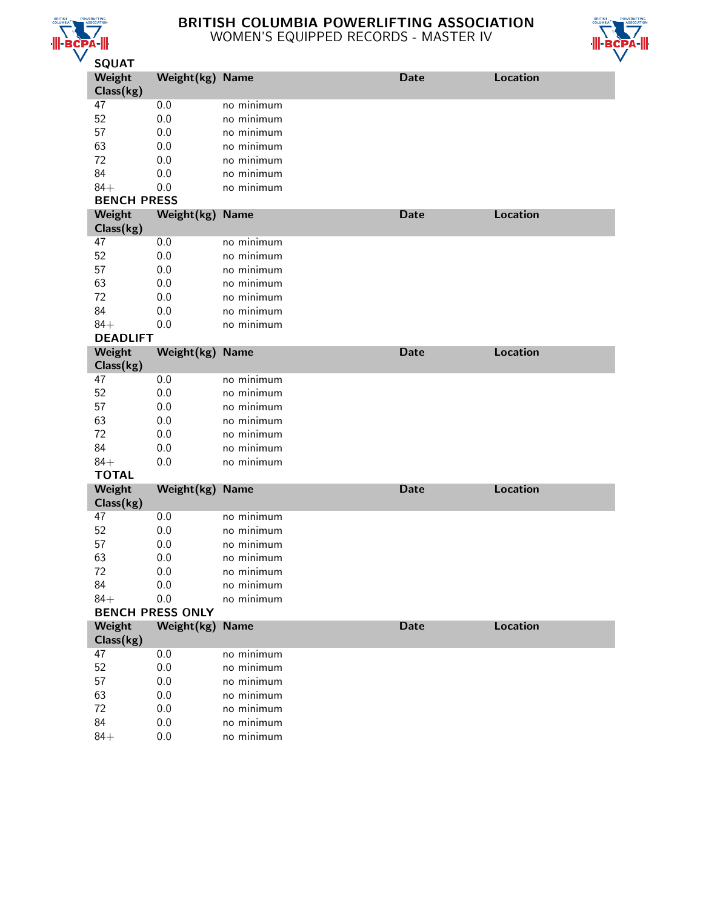# BRITISH COLUMBIA POWERLIFTING ASSOCIATION

## WOMEN'S EQUIPPED RECORDS - MASTER IV

### SQUAT

| Weight Class(kg) | Weight(kg) | Name | Date | Location |
|---|---|---|---|---|
| 47 | 0.0 | no minimum | | |
| 52 | 0.0 | no minimum | | |
| 57 | 0.0 | no minimum | | |
| 63 | 0.0 | no minimum | | |
| 72 | 0.0 | no minimum | | |
| 84 | 0.0 | no minimum | | |
| 84+ | 0.0 | no minimum | | |

### BENCH PRESS

| Weight Class(kg) | Weight(kg) | Name | Date | Location |
|---|---|---|---|---|
| 47 | 0.0 | no minimum | | |
| 52 | 0.0 | no minimum | | |
| 57 | 0.0 | no minimum | | |
| 63 | 0.0 | no minimum | | |
| 72 | 0.0 | no minimum | | |
| 84 | 0.0 | no minimum | | |
| 84+ | 0.0 | no minimum | | |

### DEADLIFT

| Weight Class(kg) | Weight(kg) | Name | Date | Location |
|---|---|---|---|---|
| 47 | 0.0 | no minimum | | |
| 52 | 0.0 | no minimum | | |
| 57 | 0.0 | no minimum | | |
| 63 | 0.0 | no minimum | | |
| 72 | 0.0 | no minimum | | |
| 84 | 0.0 | no minimum | | |
| 84+ | 0.0 | no minimum | | |

### TOTAL

| Weight Class(kg) | Weight(kg) | Name | Date | Location |
|---|---|---|---|---|
| 47 | 0.0 | no minimum | | |
| 52 | 0.0 | no minimum | | |
| 57 | 0.0 | no minimum | | |
| 63 | 0.0 | no minimum | | |
| 72 | 0.0 | no minimum | | |
| 84 | 0.0 | no minimum | | |
| 84+ | 0.0 | no minimum | | |

### BENCH PRESS ONLY

| Weight Class(kg) | Weight(kg) | Name | Date | Location |
|---|---|---|---|---|
| 47 | 0.0 | no minimum | | |
| 52 | 0.0 | no minimum | | |
| 57 | 0.0 | no minimum | | |
| 63 | 0.0 | no minimum | | |
| 72 | 0.0 | no minimum | | |
| 84 | 0.0 | no minimum | | |
| 84+ | 0.0 | no minimum | | |